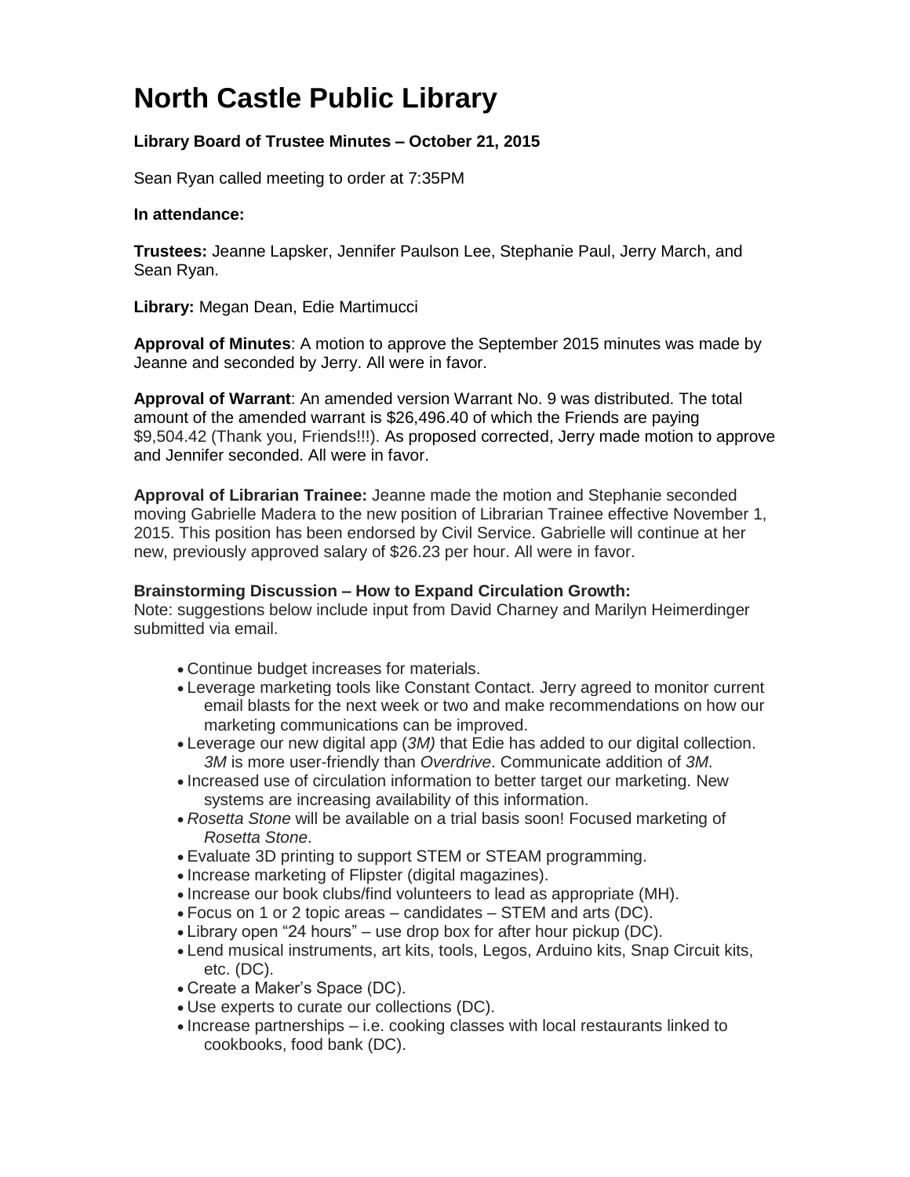# North Castle Public Library

**Library Board of Trustee Minutes – October 21, 2015**

Sean Ryan called meeting to order at 7:35PM

**In attendance:**

**Trustees:** Jeanne Lapsker, Jennifer Paulson Lee, Stephanie Paul, Jerry March, and Sean Ryan.

**Library:** Megan Dean, Edie Martimucci

**Approval of Minutes**: A motion to approve the September 2015 minutes was made by Jeanne and seconded by Jerry. All were in favor.

**Approval of Warrant**: An amended version Warrant No. 9 was distributed. The total amount of the amended warrant is $26,496.40 of which the Friends are paying $9,504.42 (Thank you, Friends!!!). As proposed corrected, Jerry made motion to approve and Jennifer seconded. All were in favor.

**Approval of Librarian Trainee:** Jeanne made the motion and Stephanie seconded moving Gabrielle Madera to the new position of Librarian Trainee effective November 1, 2015. This position has been endorsed by Civil Service. Gabrielle will continue at her new, previously approved salary of $26.23 per hour. All were in favor.

**Brainstorming Discussion – How to Expand Circulation Growth:**
Note: suggestions below include input from David Charney and Marilyn Heimerdinger submitted via email.

- Continue budget increases for materials.
- Leverage marketing tools like Constant Contact. Jerry agreed to monitor current email blasts for the next week or two and make recommendations on how our marketing communications can be improved.
- Leverage our new digital app (*3M)* that Edie has added to our digital collection. *3M* is more user-friendly than *Overdrive*. Communicate addition of *3M*.
- Increased use of circulation information to better target our marketing. New systems are increasing availability of this information.
- *Rosetta Stone* will be available on a trial basis soon! Focused marketing of *Rosetta Stone*.
- Evaluate 3D printing to support STEM or STEAM programming.
- Increase marketing of Flipster (digital magazines).
- Increase our book clubs/find volunteers to lead as appropriate (MH).
- Focus on 1 or 2 topic areas – candidates – STEM and arts (DC).
- Library open "24 hours" – use drop box for after hour pickup (DC).
- Lend musical instruments, art kits, tools, Legos, Arduino kits, Snap Circuit kits, etc. (DC).
- Create a Maker's Space (DC).
- Use experts to curate our collections (DC).
- Increase partnerships – i.e. cooking classes with local restaurants linked to cookbooks, food bank (DC).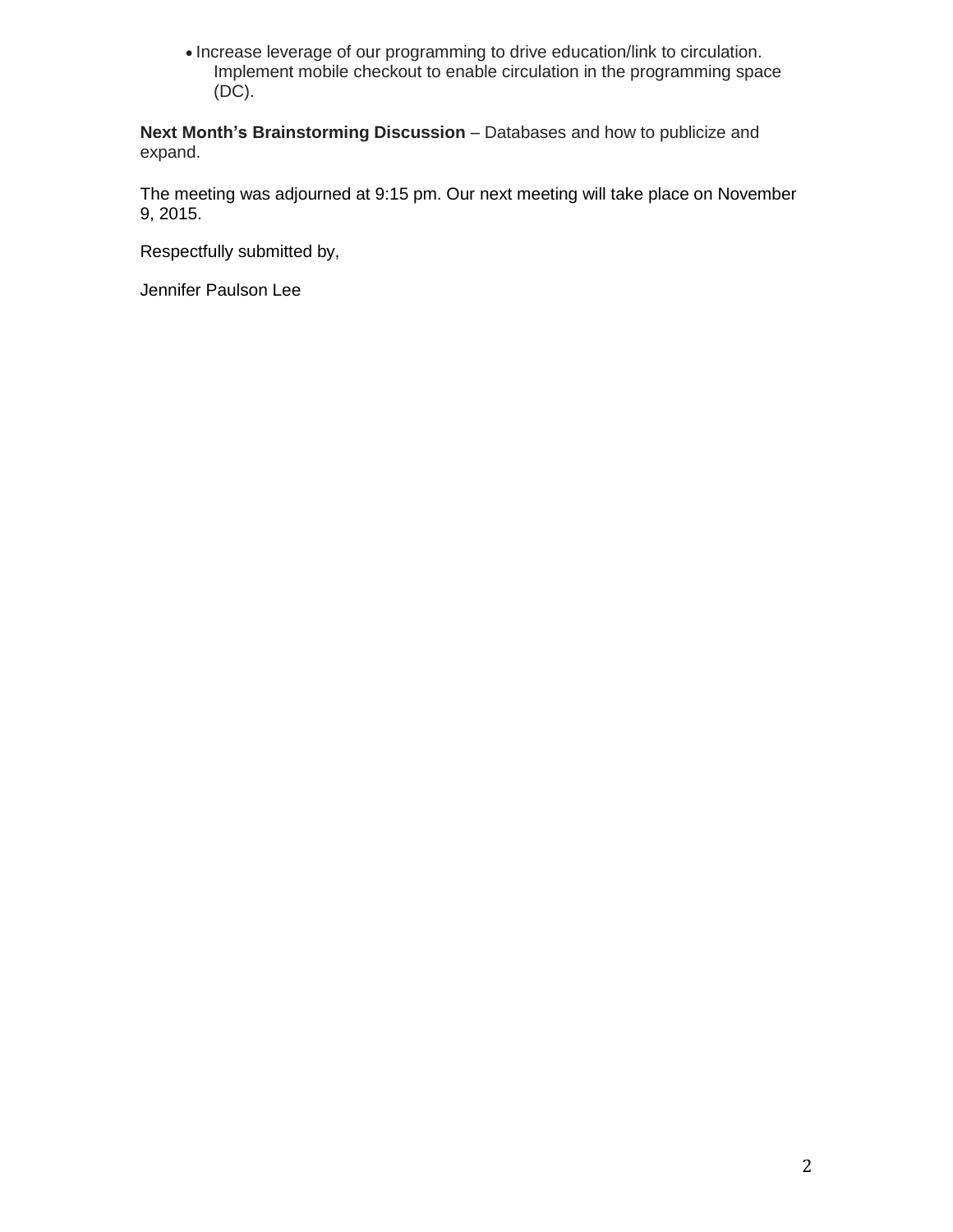- Increase leverage of our programming to drive education/link to circulation. Implement mobile checkout to enable circulation in the programming space (DC).

**Next Month's Brainstorming Discussion** – Databases and how to publicize and expand.

The meeting was adjourned at 9:15 pm. Our next meeting will take place on November 9, 2015.

Respectfully submitted by,

Jennifer Paulson Lee